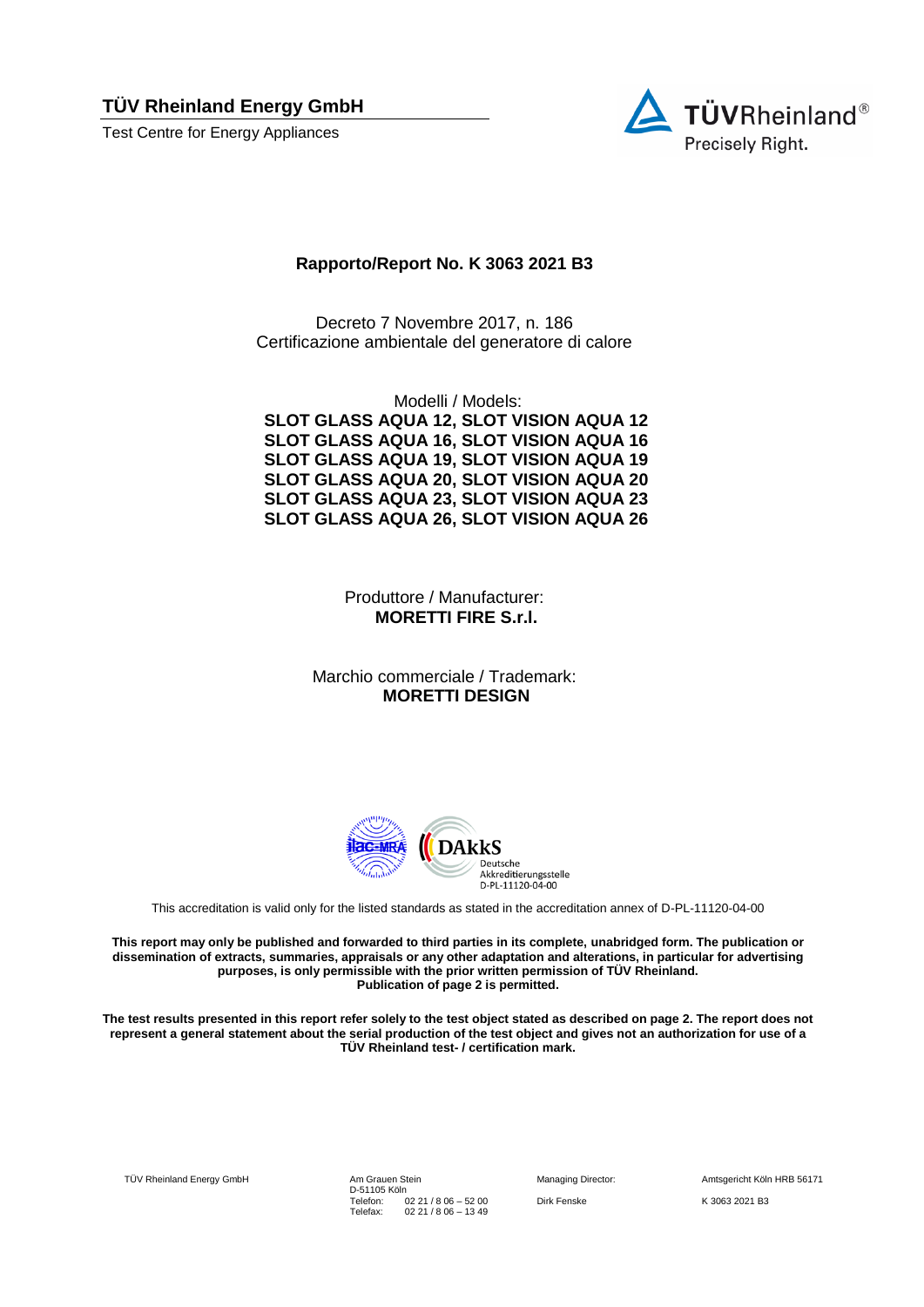**TÜV Rheinland Energy GmbH**

Test Centre for Energy Appliances

# Rapporto/Report No. K 3063 2021 B3

Decreto 7 Novembre 2017, n. 186
Certificazione ambientale del generatore di calore

Modelli / Models:

**SLOT GLASS AQUA 12, SLOT VISION AQUA 12**
**SLOT GLASS AQUA 16, SLOT VISION AQUA 16**
**SLOT GLASS AQUA 19, SLOT VISION AQUA 19**
**SLOT GLASS AQUA 20, SLOT VISION AQUA 20**
**SLOT GLASS AQUA 23, SLOT VISION AQUA 23**
**SLOT GLASS AQUA 26, SLOT VISION AQUA 26**

Produttore / Manufacturer:
**MORETTI FIRE S.r.l.**

Marchio commerciale / Trademark:
**MORETTI DESIGN**

DAkkS Deutsche Akkreditierungsstelle D-PL-11120-04-00

This accreditation is valid only for the listed standards as stated in the accreditation annex of D-PL-11120-04-00

**This report may only be published and forwarded to third parties in its complete, unabridged form. The publication or dissemination of extracts, summaries, appraisals or any other adaptation and alterations, in particular for advertising purposes, is only permissible with the prior written permission of TÜV Rheinland. Publication of page 2 is permitted.**

**The test results presented in this report refer solely to the test object stated as described on page 2. The report does not represent a general statement about the serial production of the test object and gives not an authorization for use of a TÜV Rheinland test- / certification mark.**

TÜV Rheinland Energy GmbH | Am Grauen Stein, D-51105 Köln, Telefon: 02 21 / 8 06 – 52 00, Telefax: 02 21 / 8 06 – 13 49 | Managing Director: Dirk Fenske | Amtsgericht Köln HRB 56171 | K 3063 2021 B3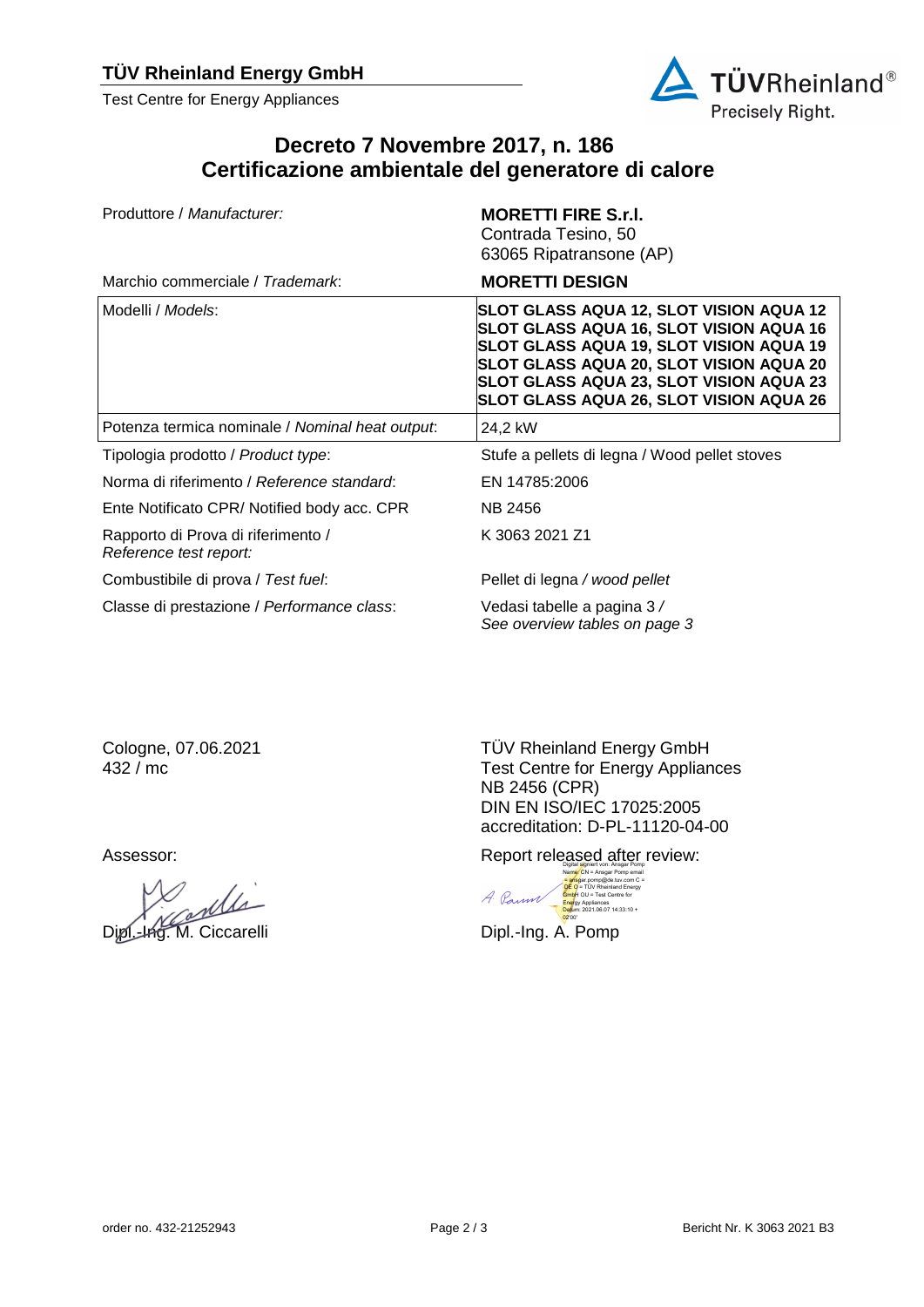**TÜV Rheinland Energy GmbH**

Test Centre for Energy Appliances

# Decreto 7 Novembre 2017, n. 186
# Certificazione ambientale del generatore di calore

| | |
|---|---|
| Produttore / *Manufacturer:* | **MORETTI FIRE S.r.l.**<br>Contrada Tesino, 50<br>63065 Ripatransone (AP) |
| Marchio commerciale / *Trademark*: | **MORETTI DESIGN** |
| Modelli / *Models*: | **SLOT GLASS AQUA 12, SLOT VISION AQUA 12**<br>**SLOT GLASS AQUA 16, SLOT VISION AQUA 16**<br>**SLOT GLASS AQUA 19, SLOT VISION AQUA 19**<br>**SLOT GLASS AQUA 20, SLOT VISION AQUA 20**<br>**SLOT GLASS AQUA 23, SLOT VISION AQUA 23**<br>**SLOT GLASS AQUA 26, SLOT VISION AQUA 26** |
| Potenza termica nominale / *Nominal heat output*: | 24,2 kW |
| Tipologia prodotto / *Product type*: | Stufe a pellets di legna / Wood pellet stoves |
| Norma di riferimento / *Reference standard*: | EN 14785:2006 |
| Ente Notificato CPR/ Notified body acc. CPR | NB 2456 |
| Rapporto di Prova di riferimento / *Reference test report:* | K 3063 2021 Z1 |
| Combustibile di prova / *Test fuel*: | Pellet di legna */ wood pellet* |
| Classe di prestazione / *Performance class*: | Vedasi tabelle a pagina 3 */*<br>*See overview tables on page 3* |

Cologne, 07.06.2021
432 / mc

TÜV Rheinland Energy GmbH
Test Centre for Energy Appliances
NB 2456 (CPR)
DIN EN ISO/IEC 17025:2005
accreditation: D-PL-11120-04-00

Assessor:

Dipl.-Ing. M. Ciccarelli

Report released after review:

Digital signiert von: Ansgar Pomp
Name: CN = Ansgar Pomp email = ansgar.pomp@de.tuv.com C = DE O = TÜV Rheinland Energy GmbH OU = Test Centre for Energy Appliances
Datum: 2021.06.07 14:33:10 +02'00'

Dipl.-Ing. A. Pomp

order no. 432-21252943

Bericht Nr. K 3063 2021 B3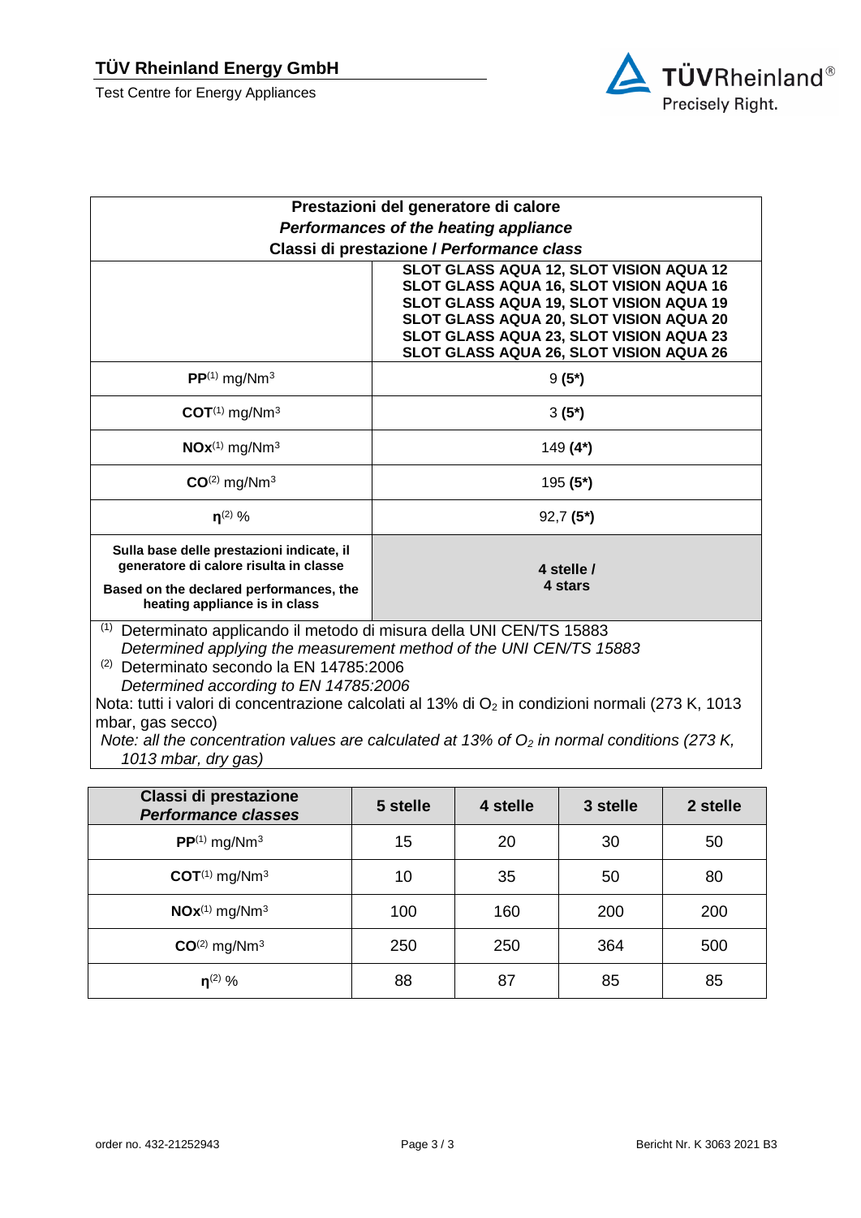| Prestazioni del generatore di calore<br>*Performances of the heating appliance*<br>Classi di prestazione / *Performance class* | |
|---|---|
| | **SLOT GLASS AQUA 12, SLOT VISION AQUA 12<br>SLOT GLASS AQUA 16, SLOT VISION AQUA 16<br>SLOT GLASS AQUA 19, SLOT VISION AQUA 19<br>SLOT GLASS AQUA 20, SLOT VISION AQUA 20<br>SLOT GLASS AQUA 23, SLOT VISION AQUA 23<br>SLOT GLASS AQUA 26, SLOT VISION AQUA 26** |
| **PP**[(1)] mg/Nm³ | 9 **(5*)** |
| **COT**[(1)] mg/Nm³ | 3 **(5*)** |
| **NOx**[(1)] mg/Nm³ | 149 **(4*)** |
| **CO**[(2)] mg/Nm³ | 195 **(5*)** |
| **η**[(2)] % | 92,7 **(5*)** |
| **Sulla base delle prestazioni indicate, il generatore di calore risulta in classe**<br>**Based on the declared performances, the heating appliance is in class** | **4 stelle /<br>4 stars** |

[(1)] Determinato applicando il metodo di misura della UNI CEN/TS 15883
*Determined applying the measurement method of the UNI CEN/TS 15883*

[(2)] Determinato secondo la EN 14785:2006
*Determined according to EN 14785:2006*

Nota: tutti i valori di concentrazione calcolati al 13% di $O_2$ in condizioni normali (273 K, 1013 mbar, gas secco)
*Note: all the concentration values are calculated at 13% of $O_2$ in normal conditions (273 K, 1013 mbar, dry gas)*

| Classi di prestazione<br>*Performance classes* | 5 stelle | 4 stelle | 3 stelle | 2 stelle |
|---|---|---|---|---|
| **PP**[(1)] mg/Nm³ | 15 | 20 | 30 | 50 |
| **COT**[(1)] mg/Nm³ | 10 | 35 | 50 | 80 |
| **NOx**[(1)] mg/Nm³ | 100 | 160 | 200 | 200 |
| **CO**[(2)] mg/Nm³ | 250 | 250 | 364 | 500 |
| **η**[(2)] % | 88 | 87 | 85 | 85 |